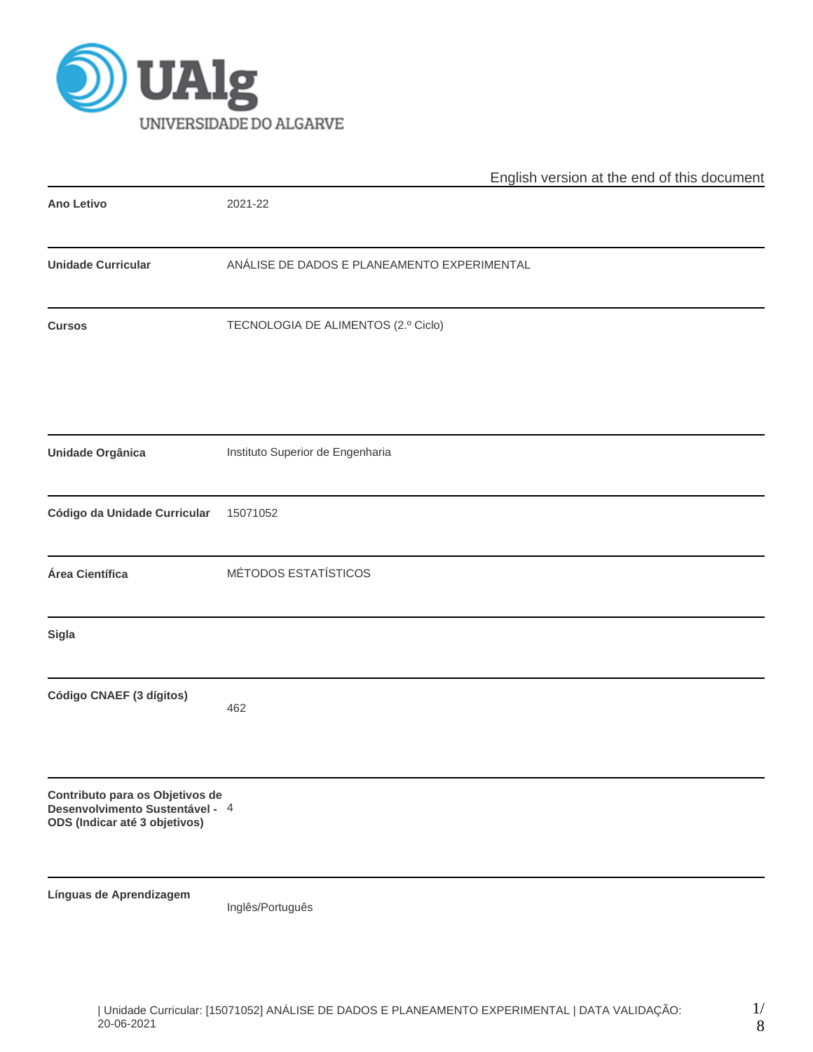UNIVERSIDADE DO ALGARVE

English version at the end of this document

| | |
|---|---|
| **Ano Letivo** | 2021-22 |
| **Unidade Curricular** | ANÁLISE DE DADOS E PLANEAMENTO EXPERIMENTAL |
| **Cursos** | TECNOLOGIA DE ALIMENTOS (2.º Ciclo) |
| **Unidade Orgânica** | Instituto Superior de Engenharia |
| **Código da Unidade Curricular** | 15071052 |
| **Área Científica** | MÉTODOS ESTATÍSTICOS |
| **Sigla** | |
| **Código CNAEF (3 dígitos)** | 462 |
| **Contributo para os Objetivos de Desenvolvimento Sustentável - ODS (Indicar até 3 objetivos)** | 4 |
| **Línguas de Aprendizagem** | Inglês/Português |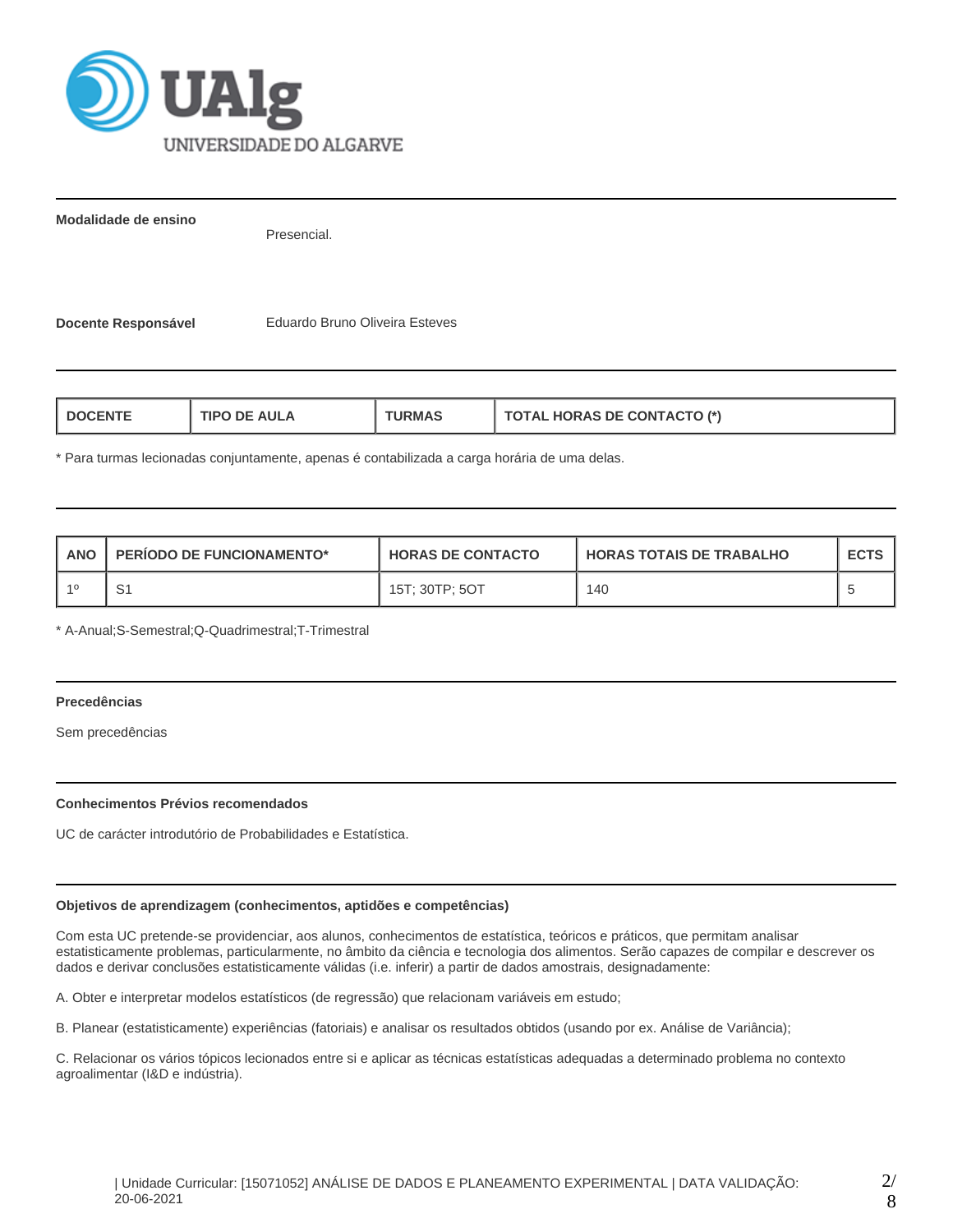**Modalidade de ensino**

Presencial.

**Docente Responsável** Eduardo Bruno Oliveira Esteves

| DOCENTE | TIPO DE AULA | TURMAS | TOTAL HORAS DE CONTACTO (*) |
|---|---|---|---|

* Para turmas lecionadas conjuntamente, apenas é contabilizada a carga horária de uma delas.

| ANO | PERÍODO DE FUNCIONAMENTO* | HORAS DE CONTACTO | HORAS TOTAIS DE TRABALHO | ECTS |
|---|---|---|---|---|
| 1º | S1 | 15T; 30TP; 5OT | 140 | 5 |

* A-Anual;S-Semestral;Q-Quadrimestral;T-Trimestral

**Precedências**

Sem precedências

**Conhecimentos Prévios recomendados**

UC de carácter introdutório de Probabilidades e Estatística.

**Objetivos de aprendizagem (conhecimentos, aptidões e competências)**

Com esta UC pretende-se providenciar, aos alunos, conhecimentos de estatística, teóricos e práticos, que permitam analisar estatisticamente problemas, particularmente, no âmbito da ciência e tecnologia dos alimentos. Serão capazes de compilar e descrever os dados e derivar conclusões estatisticamente válidas (i.e. inferir) a partir de dados amostrais, designadamente:

A. Obter e interpretar modelos estatísticos (de regressão) que relacionam variáveis em estudo;

B. Planear (estatisticamente) experiências (fatoriais) e analisar os resultados obtidos (usando por ex. Análise de Variância);

C. Relacionar os vários tópicos lecionados entre si e aplicar as técnicas estatísticas adequadas a determinado problema no contexto agroalimentar (I&D e indústria).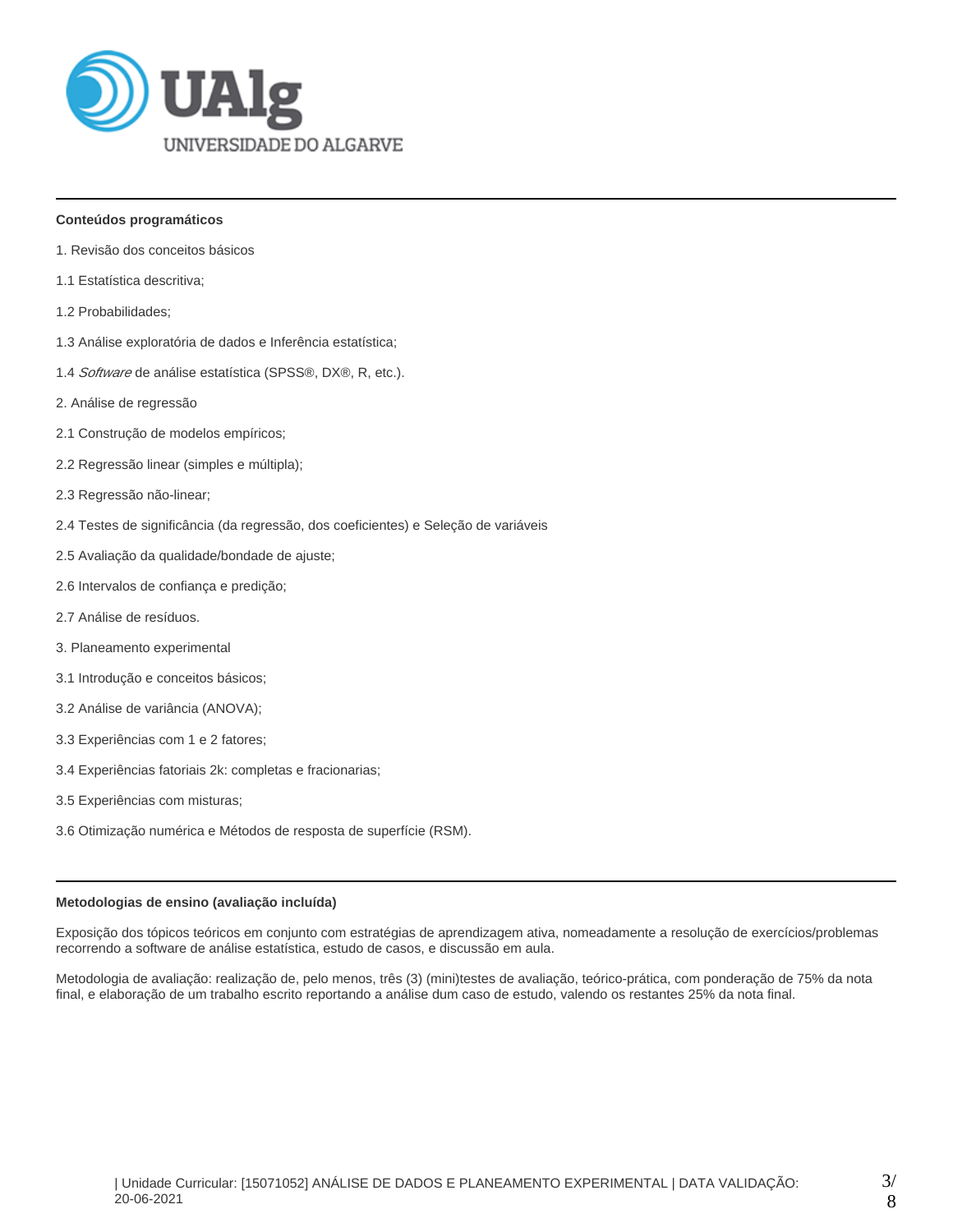**Conteúdos programáticos**

1. Revisão dos conceitos básicos

1.1 Estatística descritiva;

1.2 Probabilidades;

1.3 Análise exploratória de dados e Inferência estatística;

1.4 *Software* de análise estatística (SPSS®, DX®, R, etc.).

2. Análise de regressão

2.1 Construção de modelos empíricos;

2.2 Regressão linear (simples e múltipla);

2.3 Regressão não-linear;

2.4 Testes de significância (da regressão, dos coeficientes) e Seleção de variáveis

2.5 Avaliação da qualidade/bondade de ajuste;

2.6 Intervalos de confiança e predição;

2.7 Análise de resíduos.

3. Planeamento experimental

3.1 Introdução e conceitos básicos;

3.2 Análise de variância (ANOVA);

3.3 Experiências com 1 e 2 fatores;

3.4 Experiências fatoriais 2k: completas e fracionarias;

3.5 Experiências com misturas;

3.6 Otimização numérica e Métodos de resposta de superfície (RSM).

**Metodologias de ensino (avaliação incluída)**

Exposição dos tópicos teóricos em conjunto com estratégias de aprendizagem ativa, nomeadamente a resolução de exercícios/problemas recorrendo a software de análise estatística, estudo de casos, e discussão em aula.

Metodologia de avaliação: realização de, pelo menos, três (3) (mini)testes de avaliação, teórico-prática, com ponderação de 75% da nota final, e elaboração de um trabalho escrito reportando a análise dum caso de estudo, valendo os restantes 25% da nota final.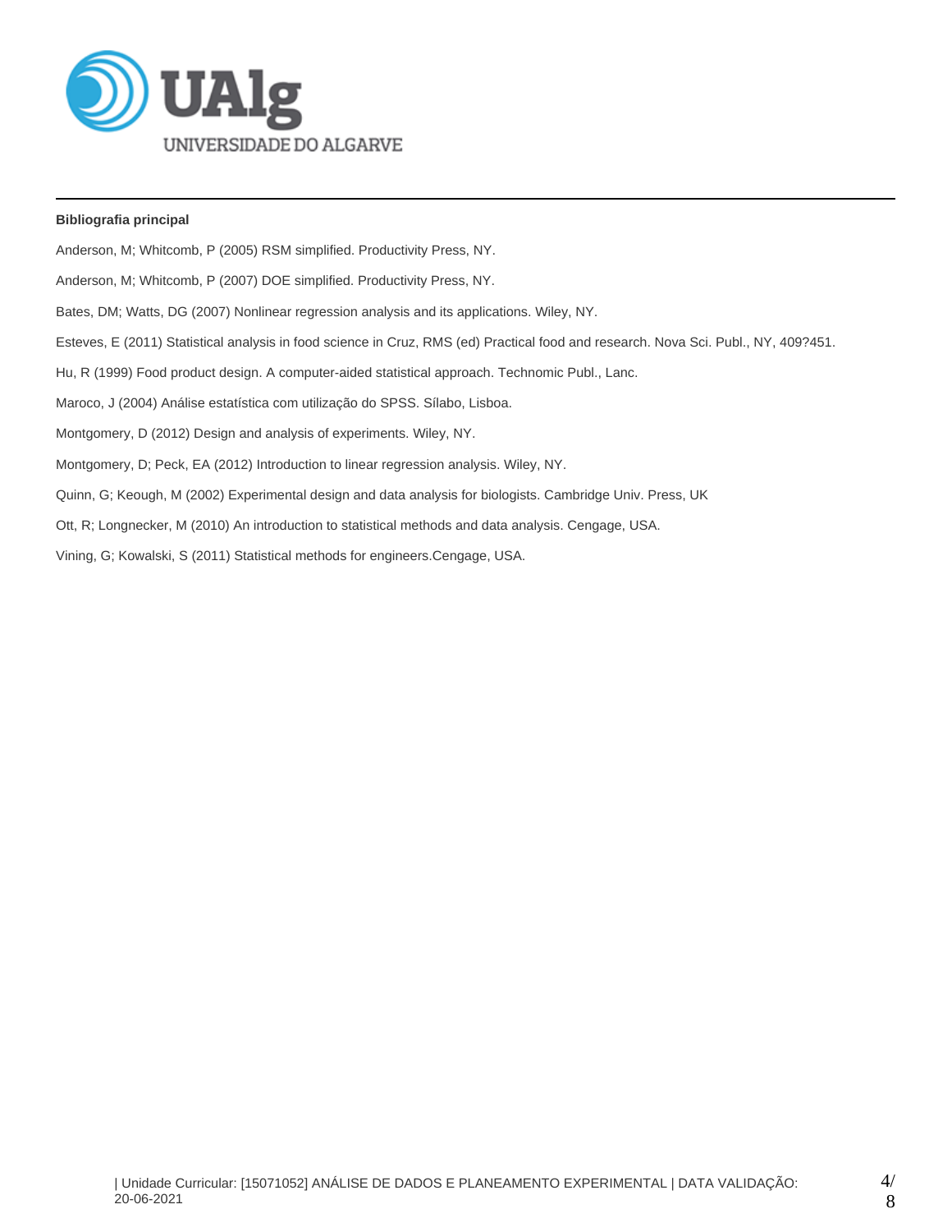**Bibliografia principal**

Anderson, M; Whitcomb, P (2005) RSM simplified. Productivity Press, NY.

Anderson, M; Whitcomb, P (2007) DOE simplified. Productivity Press, NY.

Bates, DM; Watts, DG (2007) Nonlinear regression analysis and its applications. Wiley, NY.

Esteves, E (2011) Statistical analysis in food science in Cruz, RMS (ed) Practical food and research. Nova Sci. Publ., NY, 409?451.

Hu, R (1999) Food product design. A computer-aided statistical approach. Technomic Publ., Lanc.

Maroco, J (2004) Análise estatística com utilização do SPSS. Sílabo, Lisboa.

Montgomery, D (2012) Design and analysis of experiments. Wiley, NY.

Montgomery, D; Peck, EA (2012) Introduction to linear regression analysis. Wiley, NY.

Quinn, G; Keough, M (2002) Experimental design and data analysis for biologists. Cambridge Univ. Press, UK

Ott, R; Longnecker, M (2010) An introduction to statistical methods and data analysis. Cengage, USA.

Vining, G; Kowalski, S (2011) Statistical methods for engineers.Cengage, USA.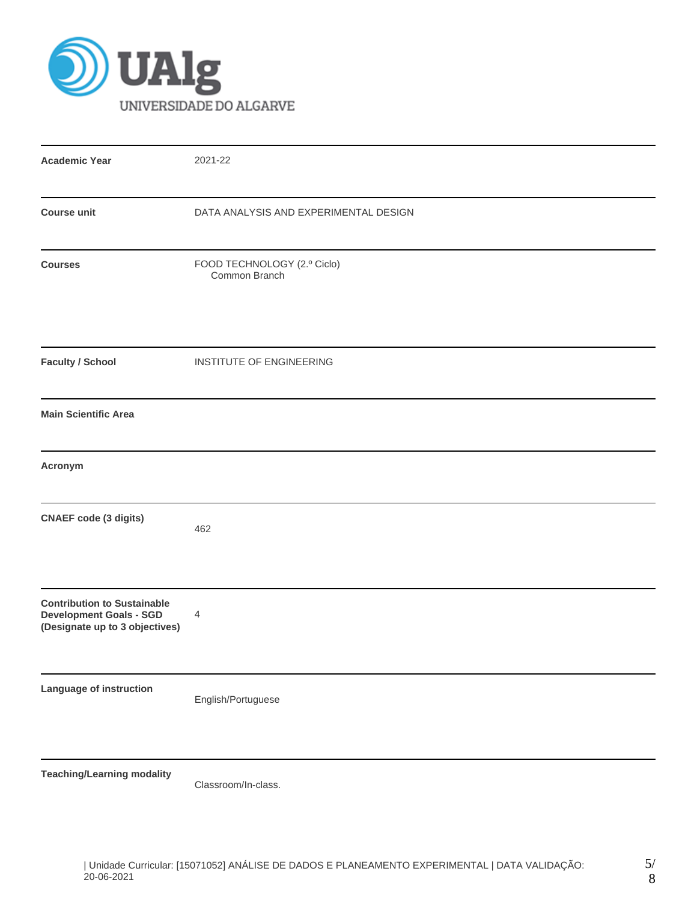| | |
|---|---|
| **Academic Year** | 2021-22 |
| **Course unit** | DATA ANALYSIS AND EXPERIMENTAL DESIGN |
| **Courses** | FOOD TECHNOLOGY (2.º Ciclo)<br>Common Branch |
| **Faculty / School** | INSTITUTE OF ENGINEERING |
| **Main Scientific Area** | |
| **Acronym** | |
| **CNAEF code (3 digits)** | 462 |
| **Contribution to Sustainable Development Goals - SGD (Designate up to 3 objectives)** | 4 |
| **Language of instruction** | English/Portuguese |
| **Teaching/Learning modality** | Classroom/In-class. |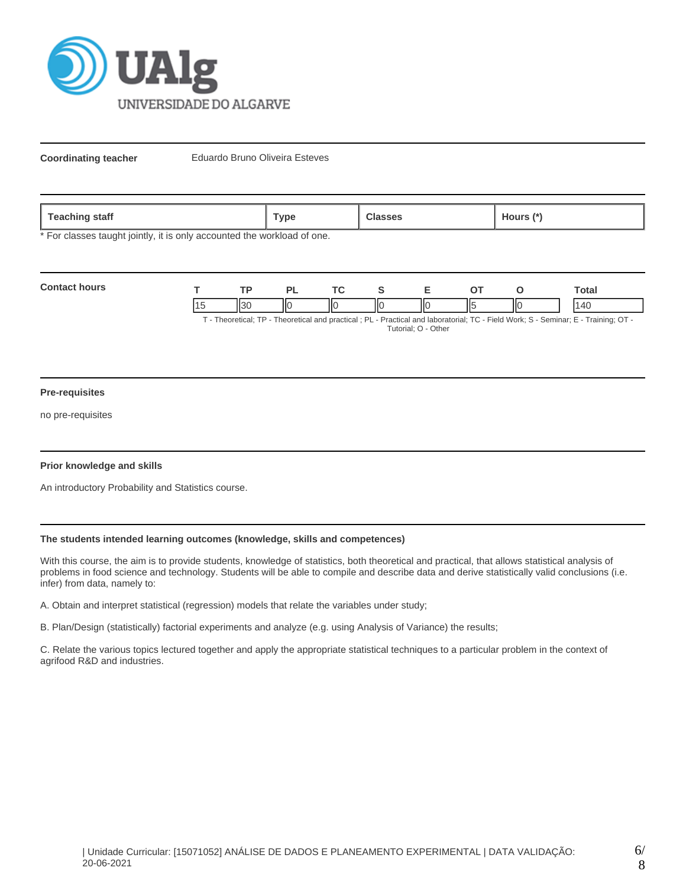**Coordinating teacher** Eduardo Bruno Oliveira Esteves

| Teaching staff | Type | Classes | Hours (*) |
|---|---|---|---|

* For classes taught jointly, it is only accounted the workload of one.

**Contact hours**

| T | TP | PL | TC | S | E | OT | O | Total |
|---|---|---|---|---|---|---|---|---|
| 15 | 30 | 0 | 0 | 0 | 0 | 5 | 0 | 140 |

T - Theoretical; TP - Theoretical and practical ; PL - Practical and laboratorial; TC - Field Work; S - Seminar; E - Training; OT - Tutorial; O - Other

**Pre-requisites**

no pre-requisites

**Prior knowledge and skills**

An introductory Probability and Statistics course.

**The students intended learning outcomes (knowledge, skills and competences)**

With this course, the aim is to provide students, knowledge of statistics, both theoretical and practical, that allows statistical analysis of problems in food science and technology. Students will be able to compile and describe data and derive statistically valid conclusions (i.e. infer) from data, namely to:

A. Obtain and interpret statistical (regression) models that relate the variables under study;

B. Plan/Design (statistically) factorial experiments and analyze (e.g. using Analysis of Variance) the results;

C. Relate the various topics lectured together and apply the appropriate statistical techniques to a particular problem in the context of agrifood R&D and industries.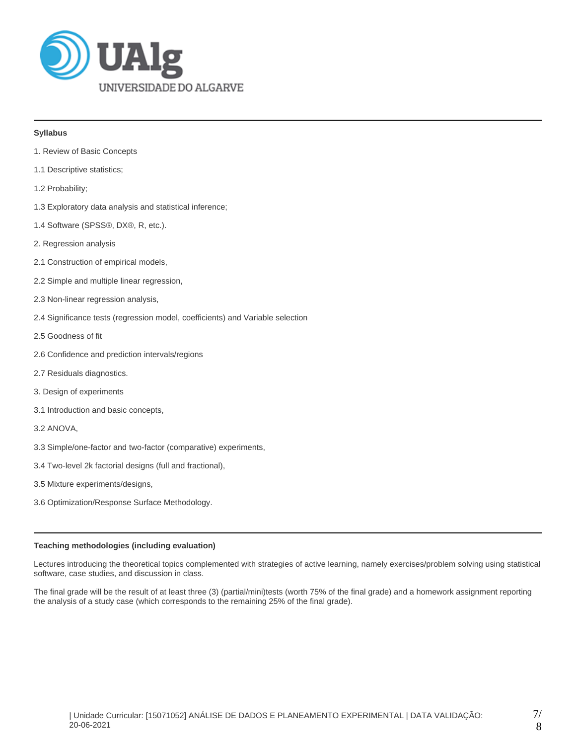**Syllabus**

1. Review of Basic Concepts

1.1 Descriptive statistics;

1.2 Probability;

1.3 Exploratory data analysis and statistical inference;

1.4 Software (SPSS®, DX®, R, etc.).

2. Regression analysis

2.1 Construction of empirical models,

2.2 Simple and multiple linear regression,

2.3 Non-linear regression analysis,

2.4 Significance tests (regression model, coefficients) and Variable selection

2.5 Goodness of fit

2.6 Confidence and prediction intervals/regions

2.7 Residuals diagnostics.

3. Design of experiments

3.1 Introduction and basic concepts,

3.2 ANOVA,

3.3 Simple/one-factor and two-factor (comparative) experiments,

3.4 Two-level 2k factorial designs (full and fractional),

3.5 Mixture experiments/designs,

3.6 Optimization/Response Surface Methodology.

**Teaching methodologies (including evaluation)**

Lectures introducing the theoretical topics complemented with strategies of active learning, namely exercises/problem solving using statistical software, case studies, and discussion in class.

The final grade will be the result of at least three (3) (partial/mini)tests (worth 75% of the final grade) and a homework assignment reporting the analysis of a study case (which corresponds to the remaining 25% of the final grade).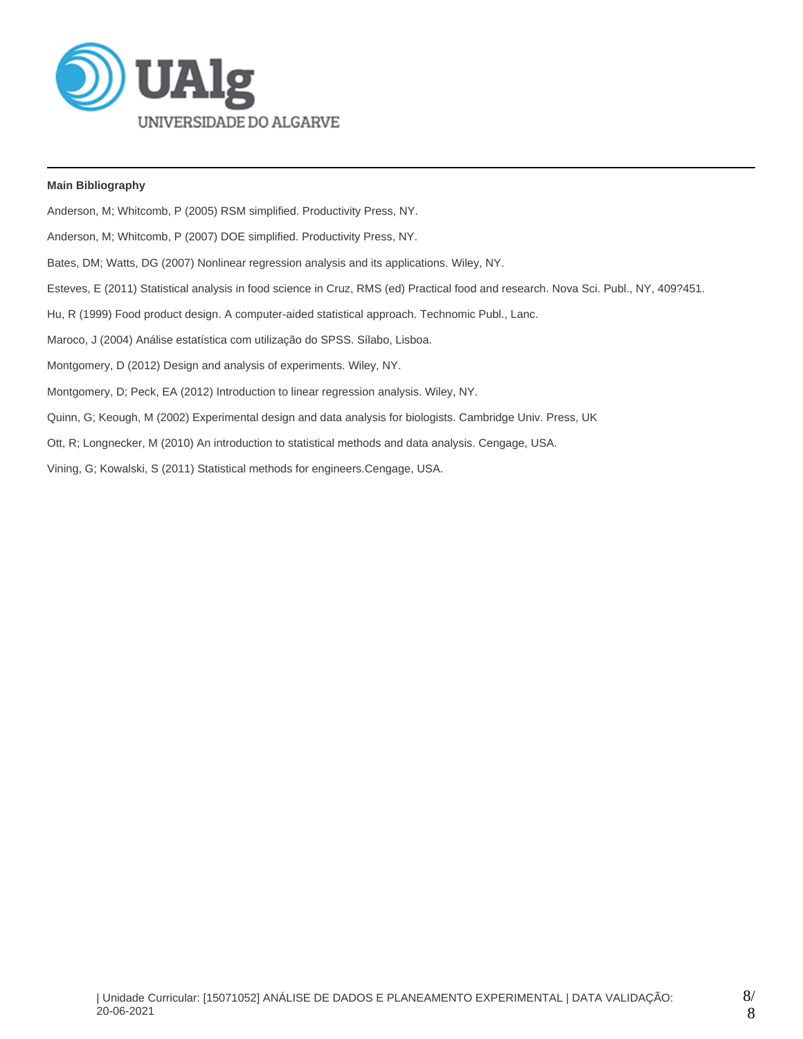**Main Bibliography**

Anderson, M; Whitcomb, P (2005) RSM simplified. Productivity Press, NY.

Anderson, M; Whitcomb, P (2007) DOE simplified. Productivity Press, NY.

Bates, DM; Watts, DG (2007) Nonlinear regression analysis and its applications. Wiley, NY.

Esteves, E (2011) Statistical analysis in food science in Cruz, RMS (ed) Practical food and research. Nova Sci. Publ., NY, 409?451.

Hu, R (1999) Food product design. A computer-aided statistical approach. Technomic Publ., Lanc.

Maroco, J (2004) Análise estatística com utilização do SPSS. Sílabo, Lisboa.

Montgomery, D (2012) Design and analysis of experiments. Wiley, NY.

Montgomery, D; Peck, EA (2012) Introduction to linear regression analysis. Wiley, NY.

Quinn, G; Keough, M (2002) Experimental design and data analysis for biologists. Cambridge Univ. Press, UK

Ott, R; Longnecker, M (2010) An introduction to statistical methods and data analysis. Cengage, USA.

Vining, G; Kowalski, S (2011) Statistical methods for engineers.Cengage, USA.